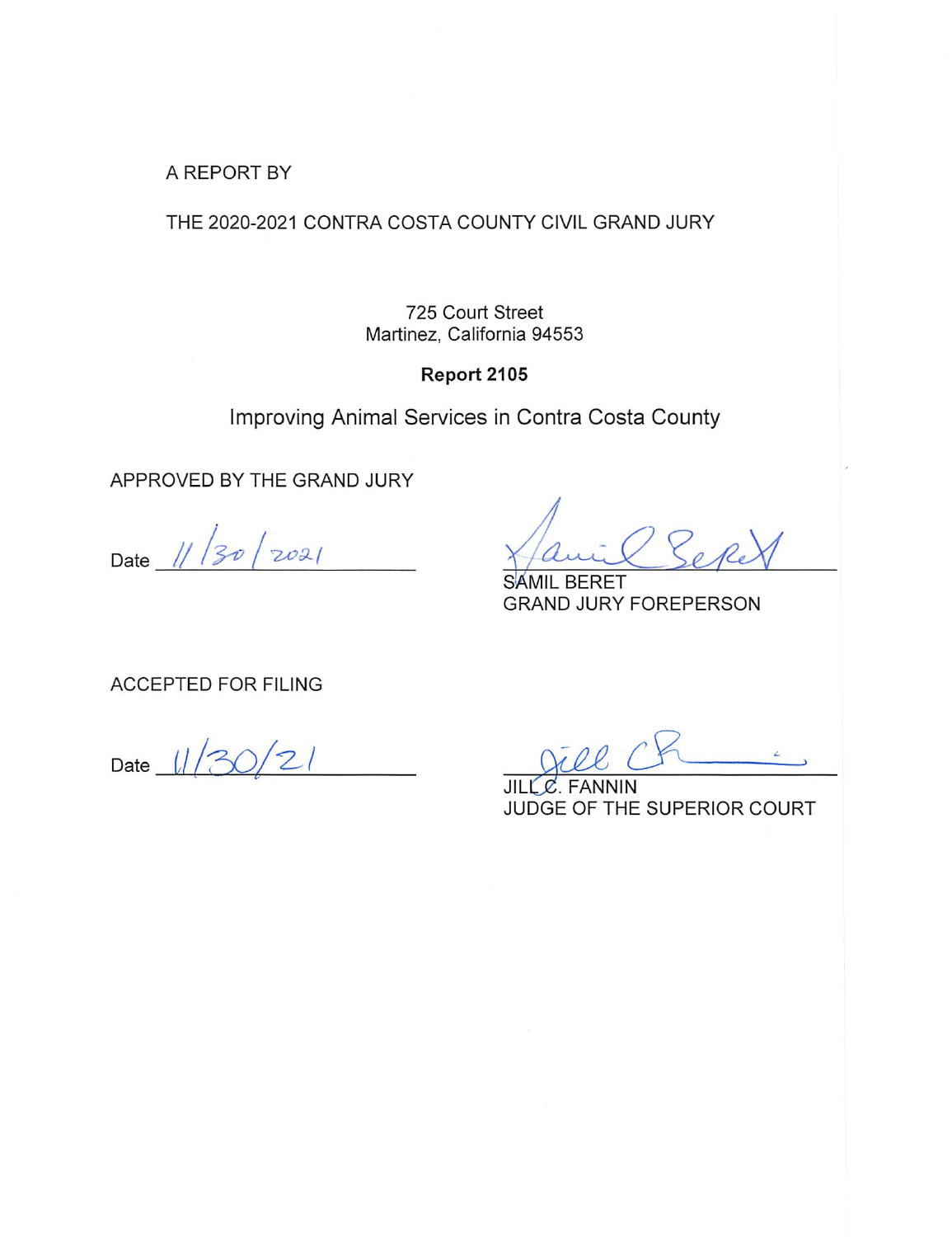A REPORT BY

THE 2020-2021 CONTRA COSTA COUNTY CIVIL GRAND JURY

725 Court Street
Martinez, California 94553

**Report 2105**

# Improving Animal Services in Contra Costa County

APPROVED BY THE GRAND JURY

Date 11/30/2021

SAMIL BERET
GRAND JURY FOREPERSON

ACCEPTED FOR FILING

Date 11/30/21

JILL C. FANNIN
JUDGE OF THE SUPERIOR COURT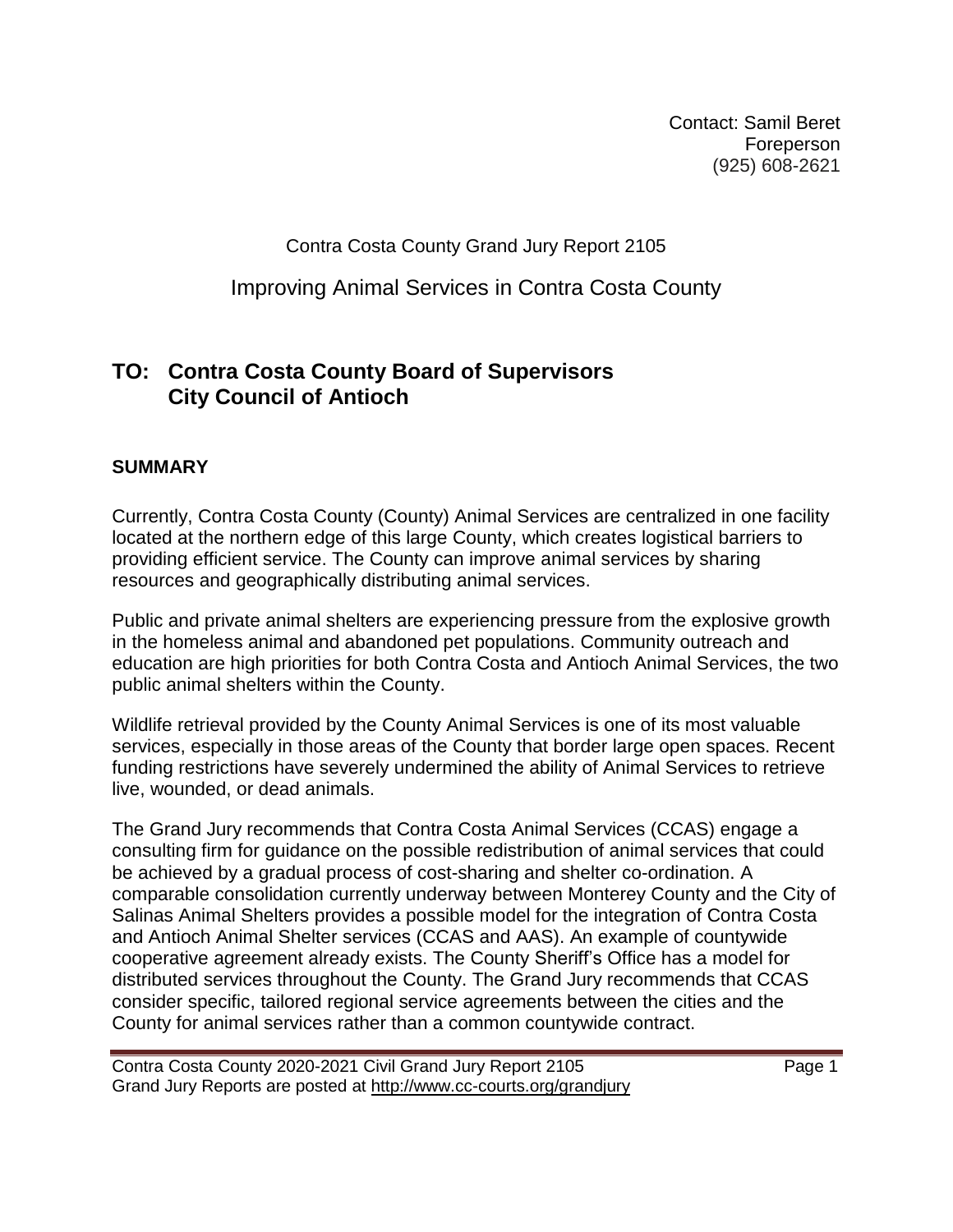Contact: Samil Beret
Foreperson
(925) 608-2621

Contra Costa County Grand Jury Report 2105

# Improving Animal Services in Contra Costa County

## TO: Contra Costa County Board of Supervisors
## City Council of Antioch

### SUMMARY

Currently, Contra Costa County (County) Animal Services are centralized in one facility located at the northern edge of this large County, which creates logistical barriers to providing efficient service. The County can improve animal services by sharing resources and geographically distributing animal services.

Public and private animal shelters are experiencing pressure from the explosive growth in the homeless animal and abandoned pet populations. Community outreach and education are high priorities for both Contra Costa and Antioch Animal Services, the two public animal shelters within the County.

Wildlife retrieval provided by the County Animal Services is one of its most valuable services, especially in those areas of the County that border large open spaces. Recent funding restrictions have severely undermined the ability of Animal Services to retrieve live, wounded, or dead animals.

The Grand Jury recommends that Contra Costa Animal Services (CCAS) engage a consulting firm for guidance on the possible redistribution of animal services that could be achieved by a gradual process of cost-sharing and shelter co-ordination. A comparable consolidation currently underway between Monterey County and the City of Salinas Animal Shelters provides a possible model for the integration of Contra Costa and Antioch Animal Shelter services (CCAS and AAS). An example of countywide cooperative agreement already exists. The County Sheriff's Office has a model for distributed services throughout the County. The Grand Jury recommends that CCAS consider specific, tailored regional service agreements between the cities and the County for animal services rather than a common countywide contract.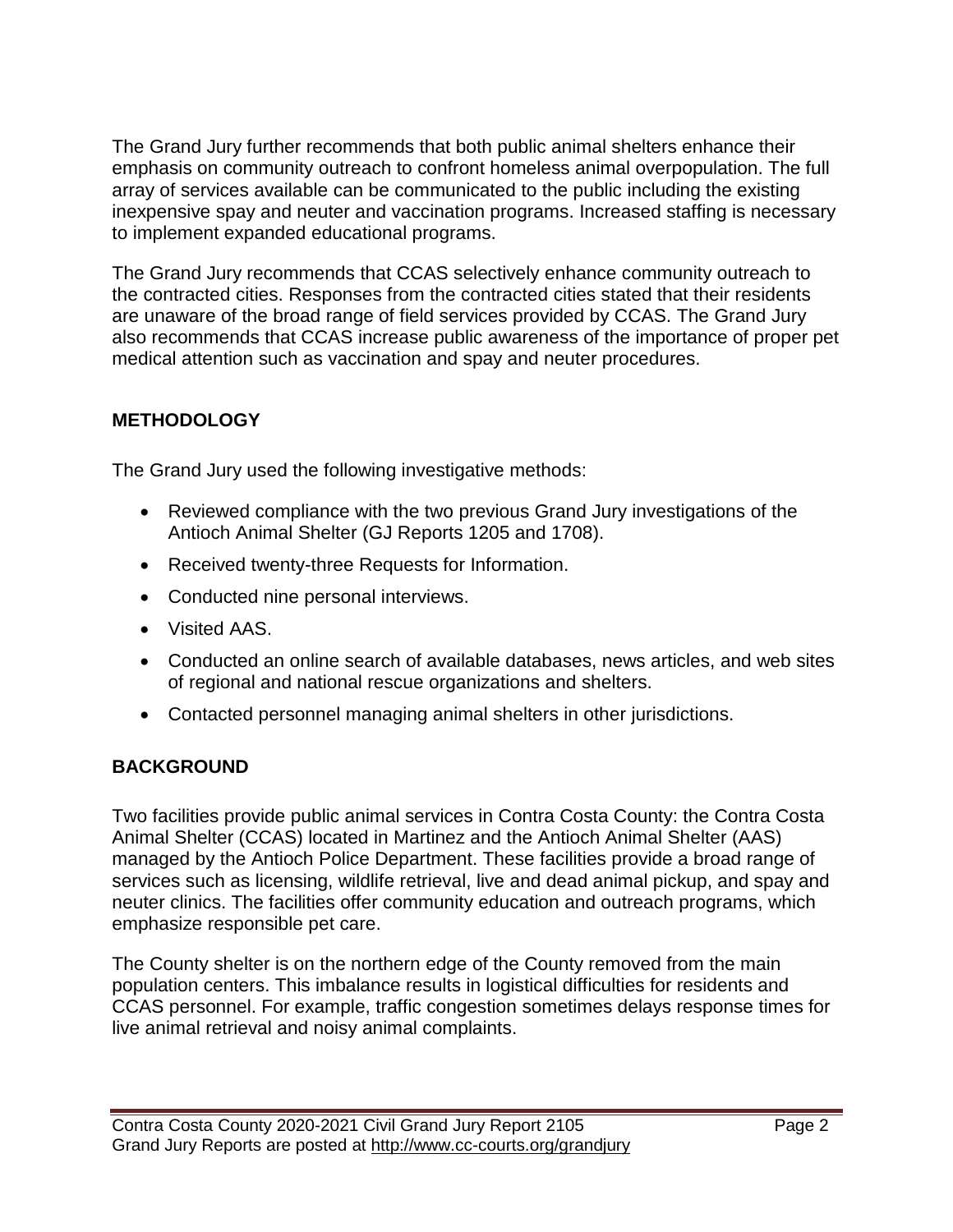The Grand Jury further recommends that both public animal shelters enhance their emphasis on community outreach to confront homeless animal overpopulation. The full array of services available can be communicated to the public including the existing inexpensive spay and neuter and vaccination programs. Increased staffing is necessary to implement expanded educational programs.

The Grand Jury recommends that CCAS selectively enhance community outreach to the contracted cities. Responses from the contracted cities stated that their residents are unaware of the broad range of field services provided by CCAS. The Grand Jury also recommends that CCAS increase public awareness of the importance of proper pet medical attention such as vaccination and spay and neuter procedures.

## METHODOLOGY

The Grand Jury used the following investigative methods:

- Reviewed compliance with the two previous Grand Jury investigations of the Antioch Animal Shelter (GJ Reports 1205 and 1708).
- Received twenty-three Requests for Information.
- Conducted nine personal interviews.
- Visited AAS.
- Conducted an online search of available databases, news articles, and web sites of regional and national rescue organizations and shelters.
- Contacted personnel managing animal shelters in other jurisdictions.

## BACKGROUND

Two facilities provide public animal services in Contra Costa County: the Contra Costa Animal Shelter (CCAS) located in Martinez and the Antioch Animal Shelter (AAS) managed by the Antioch Police Department. These facilities provide a broad range of services such as licensing, wildlife retrieval, live and dead animal pickup, and spay and neuter clinics. The facilities offer community education and outreach programs, which emphasize responsible pet care.

The County shelter is on the northern edge of the County removed from the main population centers. This imbalance results in logistical difficulties for residents and CCAS personnel. For example, traffic congestion sometimes delays response times for live animal retrieval and noisy animal complaints.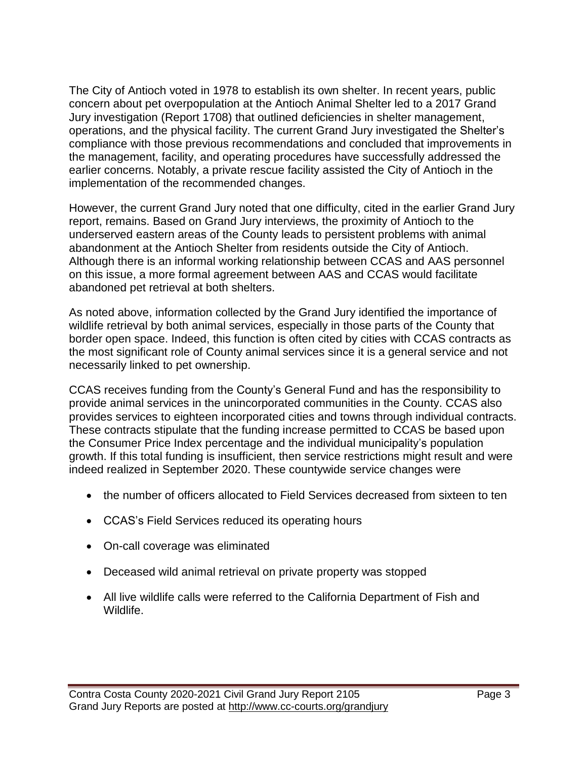The City of Antioch voted in 1978 to establish its own shelter. In recent years, public concern about pet overpopulation at the Antioch Animal Shelter led to a 2017 Grand Jury investigation (Report 1708) that outlined deficiencies in shelter management, operations, and the physical facility. The current Grand Jury investigated the Shelter's compliance with those previous recommendations and concluded that improvements in the management, facility, and operating procedures have successfully addressed the earlier concerns. Notably, a private rescue facility assisted the City of Antioch in the implementation of the recommended changes.

However, the current Grand Jury noted that one difficulty, cited in the earlier Grand Jury report, remains. Based on Grand Jury interviews, the proximity of Antioch to the underserved eastern areas of the County leads to persistent problems with animal abandonment at the Antioch Shelter from residents outside the City of Antioch. Although there is an informal working relationship between CCAS and AAS personnel on this issue, a more formal agreement between AAS and CCAS would facilitate abandoned pet retrieval at both shelters.

As noted above, information collected by the Grand Jury identified the importance of wildlife retrieval by both animal services, especially in those parts of the County that border open space. Indeed, this function is often cited by cities with CCAS contracts as the most significant role of County animal services since it is a general service and not necessarily linked to pet ownership.

CCAS receives funding from the County's General Fund and has the responsibility to provide animal services in the unincorporated communities in the County. CCAS also provides services to eighteen incorporated cities and towns through individual contracts. These contracts stipulate that the funding increase permitted to CCAS be based upon the Consumer Price Index percentage and the individual municipality's population growth. If this total funding is insufficient, then service restrictions might result and were indeed realized in September 2020. These countywide service changes were

- the number of officers allocated to Field Services decreased from sixteen to ten
- CCAS's Field Services reduced its operating hours
- On-call coverage was eliminated
- Deceased wild animal retrieval on private property was stopped
- All live wildlife calls were referred to the California Department of Fish and Wildlife.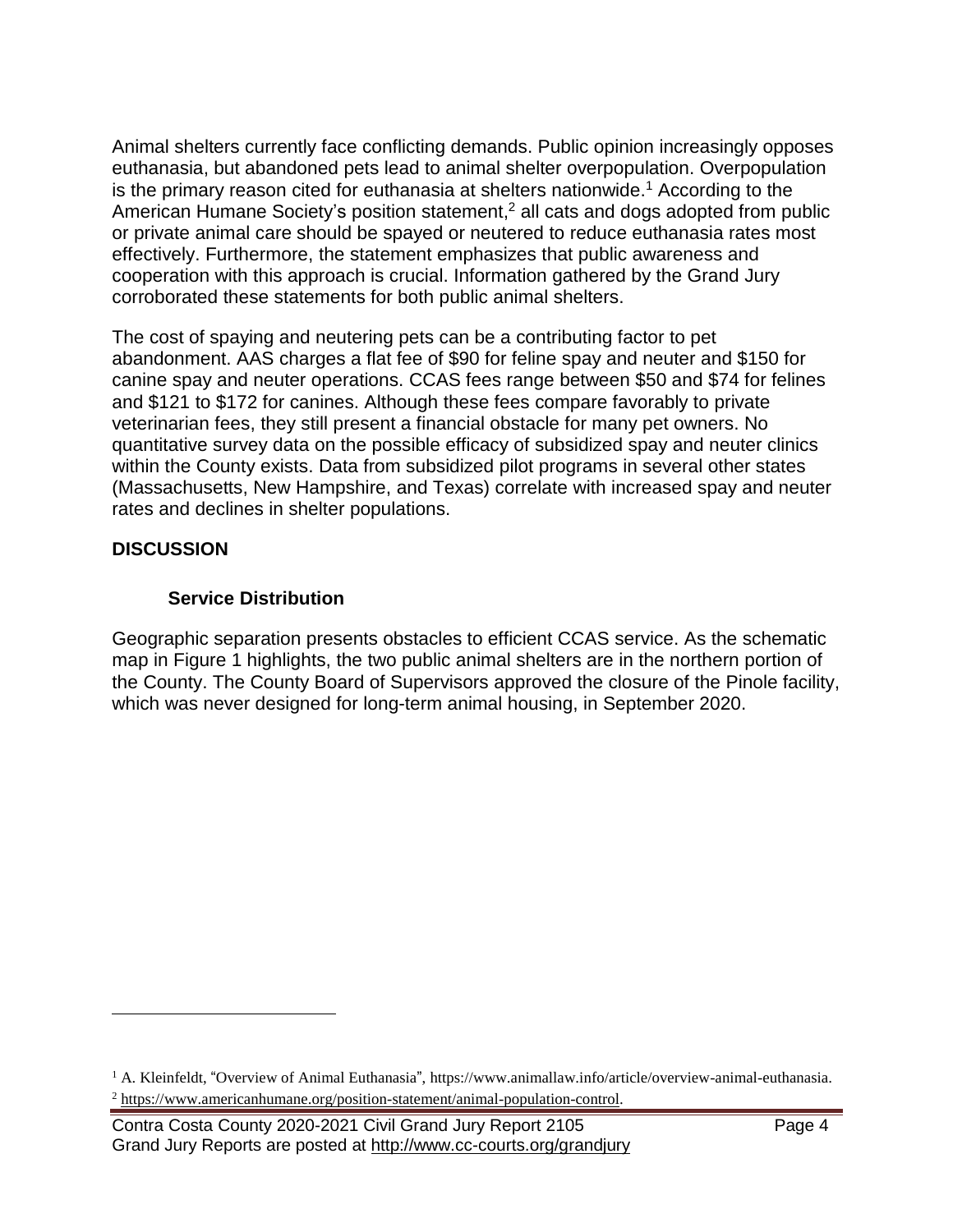Animal shelters currently face conflicting demands. Public opinion increasingly opposes euthanasia, but abandoned pets lead to animal shelter overpopulation. Overpopulation is the primary reason cited for euthanasia at shelters nationwide.[1] According to the American Humane Society's position statement,[2] all cats and dogs adopted from public or private animal care should be spayed or neutered to reduce euthanasia rates most effectively. Furthermore, the statement emphasizes that public awareness and cooperation with this approach is crucial. Information gathered by the Grand Jury corroborated these statements for both public animal shelters.

The cost of spaying and neutering pets can be a contributing factor to pet abandonment. AAS charges a flat fee of $90 for feline spay and neuter and $150 for canine spay and neuter operations. CCAS fees range between $50 and $74 for felines and $121 to $172 for canines. Although these fees compare favorably to private veterinarian fees, they still present a financial obstacle for many pet owners. No quantitative survey data on the possible efficacy of subsidized spay and neuter clinics within the County exists. Data from subsidized pilot programs in several other states (Massachusetts, New Hampshire, and Texas) correlate with increased spay and neuter rates and declines in shelter populations.

## DISCUSSION

### Service Distribution

Geographic separation presents obstacles to efficient CCAS service. As the schematic map in Figure 1 highlights, the two public animal shelters are in the northern portion of the County. The County Board of Supervisors approved the closure of the Pinole facility, which was never designed for long-term animal housing, in September 2020.

[1] A. Kleinfeldt, "Overview of Animal Euthanasia", https://www.animallaw.info/article/overview-animal-euthanasia.

[2] https://www.americanhumane.org/position-statement/animal-population-control.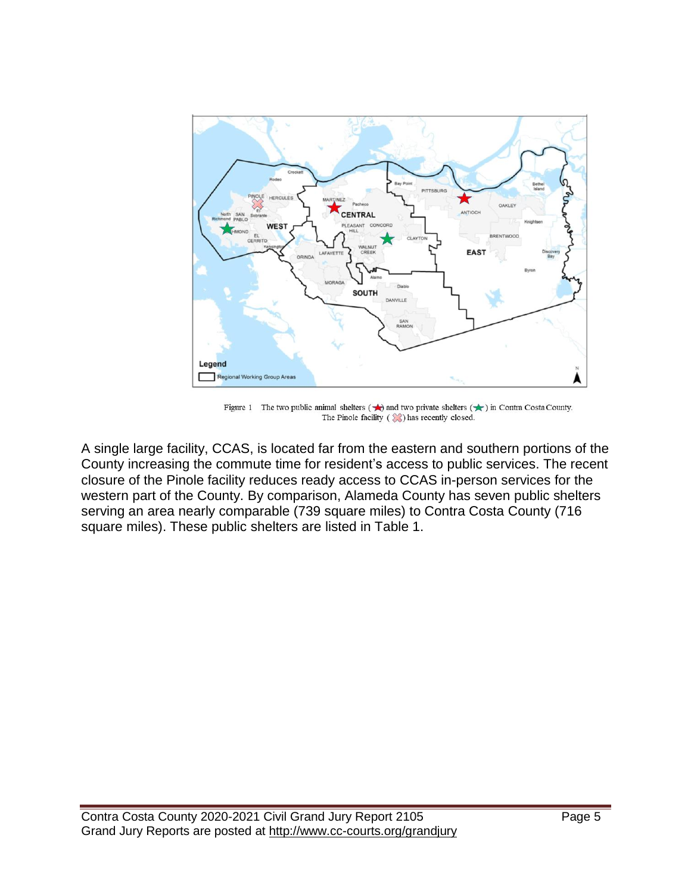Figure 1 The two public animal shelters (★) and two private shelters (★) in Contra Costa County. The Pinole facility (✖) has recently closed.

A single large facility, CCAS, is located far from the eastern and southern portions of the County increasing the commute time for resident's access to public services. The recent closure of the Pinole facility reduces ready access to CCAS in-person services for the western part of the County. By comparison, Alameda County has seven public shelters serving an area nearly comparable (739 square miles) to Contra Costa County (716 square miles). These public shelters are listed in Table 1.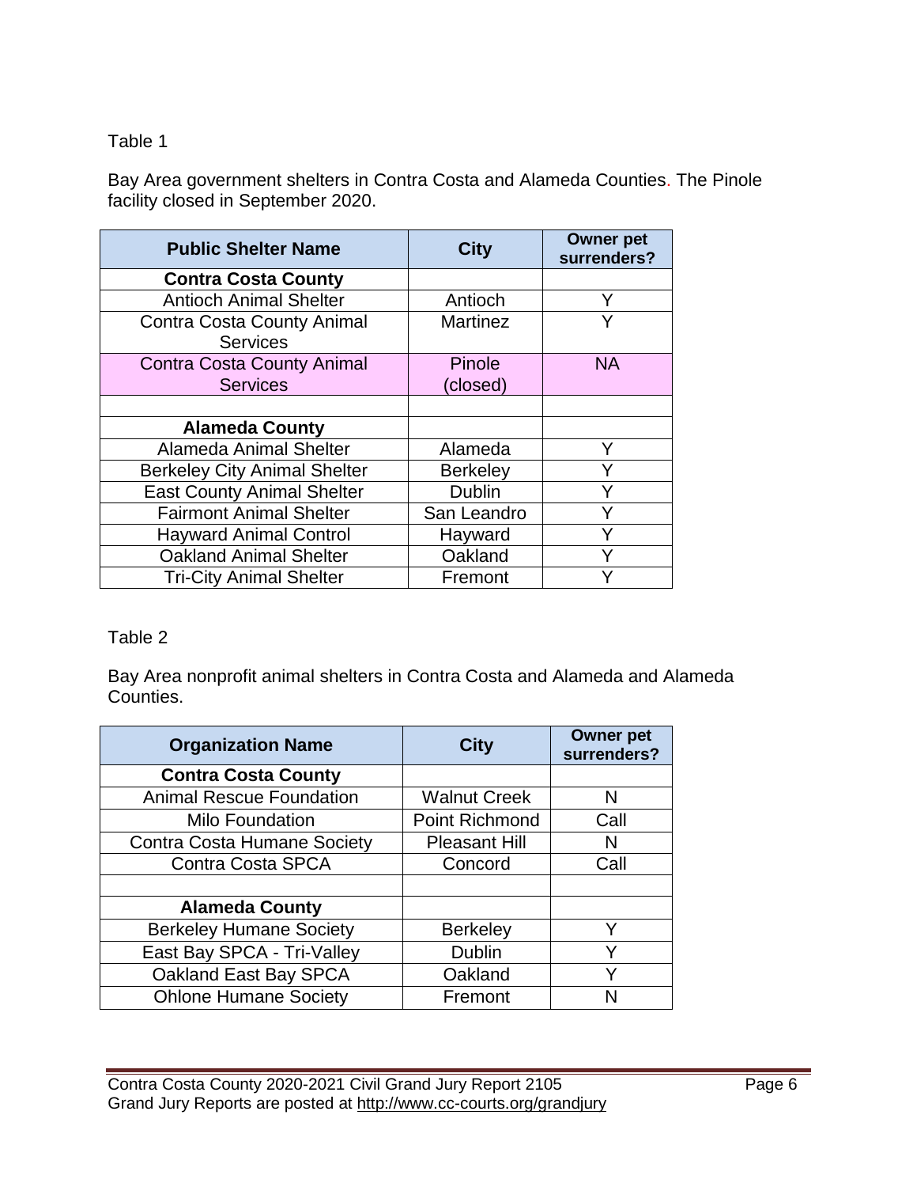Table 1

Bay Area government shelters in Contra Costa and Alameda Counties. The Pinole facility closed in September 2020.

| Public Shelter Name | City | Owner pet surrenders? |
|---|---|---|
| **Contra Costa County** | | |
| Antioch Animal Shelter | Antioch | Y |
| Contra Costa County Animal Services | Martinez | Y |
| Contra Costa County Animal Services | Pinole (closed) | NA |
| | | |
| **Alameda County** | | |
| Alameda Animal Shelter | Alameda | Y |
| Berkeley City Animal Shelter | Berkeley | Y |
| East County Animal Shelter | Dublin | Y |
| Fairmont Animal Shelter | San Leandro | Y |
| Hayward Animal Control | Hayward | Y |
| Oakland Animal Shelter | Oakland | Y |
| Tri-City Animal Shelter | Fremont | Y |

Table 2

Bay Area nonprofit animal shelters in Contra Costa and Alameda and Alameda Counties.

| Organization Name | City | Owner pet surrenders? |
|---|---|---|
| **Contra Costa County** | | |
| Animal Rescue Foundation | Walnut Creek | N |
| Milo Foundation | Point Richmond | Call |
| Contra Costa Humane Society | Pleasant Hill | N |
| Contra Costa SPCA | Concord | Call |
| | | |
| **Alameda County** | | |
| Berkeley Humane Society | Berkeley | Y |
| East Bay SPCA - Tri-Valley | Dublin | Y |
| Oakland East Bay SPCA | Oakland | Y |
| Ohlone Humane Society | Fremont | N |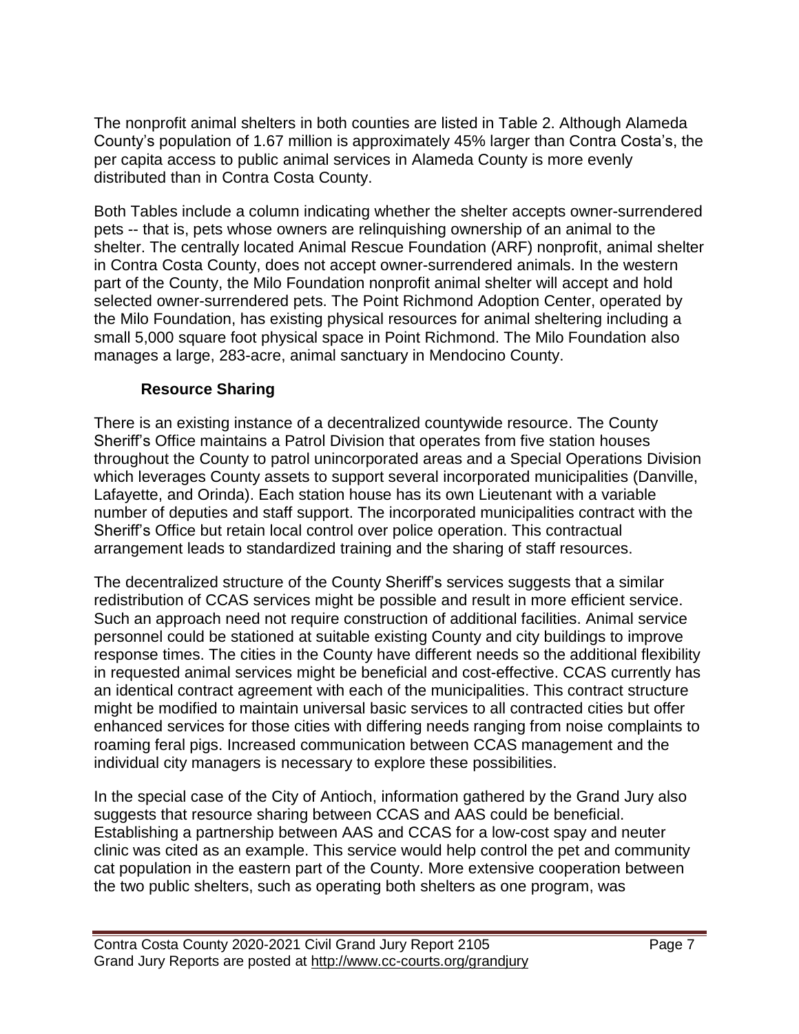The nonprofit animal shelters in both counties are listed in Table 2. Although Alameda County's population of 1.67 million is approximately 45% larger than Contra Costa's, the per capita access to public animal services in Alameda County is more evenly distributed than in Contra Costa County.

Both Tables include a column indicating whether the shelter accepts owner-surrendered pets -- that is, pets whose owners are relinquishing ownership of an animal to the shelter. The centrally located Animal Rescue Foundation (ARF) nonprofit, animal shelter in Contra Costa County, does not accept owner-surrendered animals. In the western part of the County, the Milo Foundation nonprofit animal shelter will accept and hold selected owner-surrendered pets. The Point Richmond Adoption Center, operated by the Milo Foundation, has existing physical resources for animal sheltering including a small 5,000 square foot physical space in Point Richmond. The Milo Foundation also manages a large, 283-acre, animal sanctuary in Mendocino County.

### Resource Sharing

There is an existing instance of a decentralized countywide resource. The County Sheriff's Office maintains a Patrol Division that operates from five station houses throughout the County to patrol unincorporated areas and a Special Operations Division which leverages County assets to support several incorporated municipalities (Danville, Lafayette, and Orinda). Each station house has its own Lieutenant with a variable number of deputies and staff support. The incorporated municipalities contract with the Sheriff's Office but retain local control over police operation. This contractual arrangement leads to standardized training and the sharing of staff resources.

The decentralized structure of the County Sheriff's services suggests that a similar redistribution of CCAS services might be possible and result in more efficient service. Such an approach need not require construction of additional facilities. Animal service personnel could be stationed at suitable existing County and city buildings to improve response times. The cities in the County have different needs so the additional flexibility in requested animal services might be beneficial and cost-effective. CCAS currently has an identical contract agreement with each of the municipalities. This contract structure might be modified to maintain universal basic services to all contracted cities but offer enhanced services for those cities with differing needs ranging from noise complaints to roaming feral pigs. Increased communication between CCAS management and the individual city managers is necessary to explore these possibilities.

In the special case of the City of Antioch, information gathered by the Grand Jury also suggests that resource sharing between CCAS and AAS could be beneficial. Establishing a partnership between AAS and CCAS for a low-cost spay and neuter clinic was cited as an example. This service would help control the pet and community cat population in the eastern part of the County. More extensive cooperation between the two public shelters, such as operating both shelters as one program, was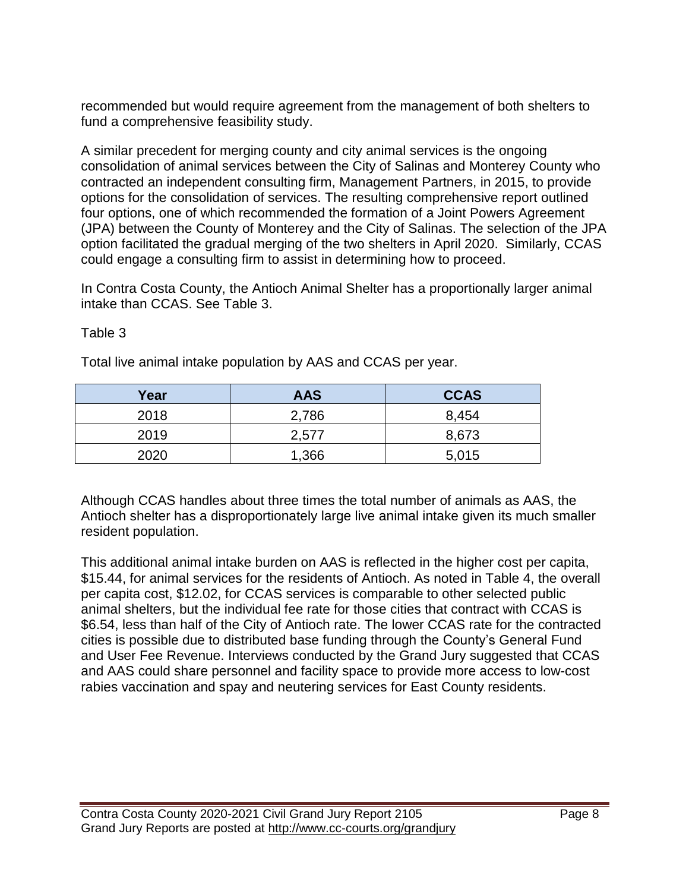recommended but would require agreement from the management of both shelters to fund a comprehensive feasibility study.

A similar precedent for merging county and city animal services is the ongoing consolidation of animal services between the City of Salinas and Monterey County who contracted an independent consulting firm, Management Partners, in 2015, to provide options for the consolidation of services. The resulting comprehensive report outlined four options, one of which recommended the formation of a Joint Powers Agreement (JPA) between the County of Monterey and the City of Salinas. The selection of the JPA option facilitated the gradual merging of the two shelters in April 2020. Similarly, CCAS could engage a consulting firm to assist in determining how to proceed.

In Contra Costa County, the Antioch Animal Shelter has a proportionally larger animal intake than CCAS. See Table 3.

Table 3

Total live animal intake population by AAS and CCAS per year.

| Year | AAS | CCAS |
|---|---|---|
| 2018 | 2,786 | 8,454 |
| 2019 | 2,577 | 8,673 |
| 2020 | 1,366 | 5,015 |

Although CCAS handles about three times the total number of animals as AAS, the Antioch shelter has a disproportionately large live animal intake given its much smaller resident population.

This additional animal intake burden on AAS is reflected in the higher cost per capita, $15.44, for animal services for the residents of Antioch. As noted in Table 4, the overall per capita cost, $12.02, for CCAS services is comparable to other selected public animal shelters, but the individual fee rate for those cities that contract with CCAS is $6.54, less than half of the City of Antioch rate. The lower CCAS rate for the contracted cities is possible due to distributed base funding through the County's General Fund and User Fee Revenue. Interviews conducted by the Grand Jury suggested that CCAS and AAS could share personnel and facility space to provide more access to low-cost rabies vaccination and spay and neutering services for East County residents.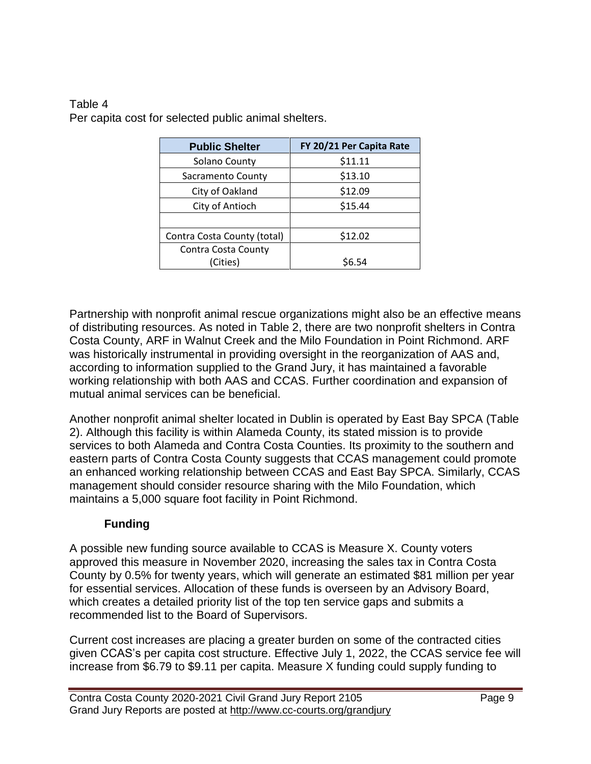Table 4
Per capita cost for selected public animal shelters.

| Public Shelter | FY 20/21 Per Capita Rate |
|---|---|
| Solano County | $11.11 |
| Sacramento County | $13.10 |
| City of Oakland | $12.09 |
| City of Antioch | $15.44 |
| | |
| Contra Costa County (total) | $12.02 |
| Contra Costa County (Cities) | $6.54 |

Partnership with nonprofit animal rescue organizations might also be an effective means of distributing resources. As noted in Table 2, there are two nonprofit shelters in Contra Costa County, ARF in Walnut Creek and the Milo Foundation in Point Richmond. ARF was historically instrumental in providing oversight in the reorganization of AAS and, according to information supplied to the Grand Jury, it has maintained a favorable working relationship with both AAS and CCAS. Further coordination and expansion of mutual animal services can be beneficial.

Another nonprofit animal shelter located in Dublin is operated by East Bay SPCA (Table 2). Although this facility is within Alameda County, its stated mission is to provide services to both Alameda and Contra Costa Counties. Its proximity to the southern and eastern parts of Contra Costa County suggests that CCAS management could promote an enhanced working relationship between CCAS and East Bay SPCA. Similarly, CCAS management should consider resource sharing with the Milo Foundation, which maintains a 5,000 square foot facility in Point Richmond.

### Funding

A possible new funding source available to CCAS is Measure X. County voters approved this measure in November 2020, increasing the sales tax in Contra Costa County by 0.5% for twenty years, which will generate an estimated $81 million per year for essential services. Allocation of these funds is overseen by an Advisory Board, which creates a detailed priority list of the top ten service gaps and submits a recommended list to the Board of Supervisors.

Current cost increases are placing a greater burden on some of the contracted cities given CCAS's per capita cost structure. Effective July 1, 2022, the CCAS service fee will increase from $6.79 to $9.11 per capita. Measure X funding could supply funding to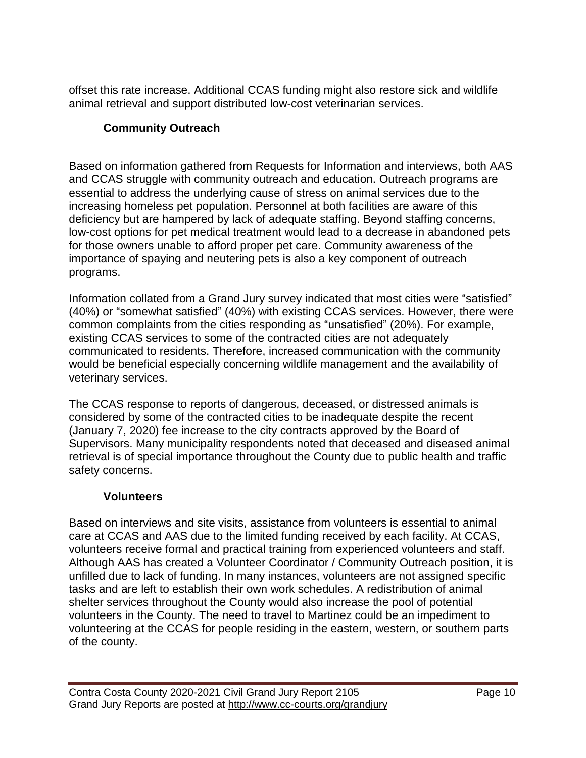offset this rate increase. Additional CCAS funding might also restore sick and wildlife animal retrieval and support distributed low-cost veterinarian services.

### Community Outreach

Based on information gathered from Requests for Information and interviews, both AAS and CCAS struggle with community outreach and education. Outreach programs are essential to address the underlying cause of stress on animal services due to the increasing homeless pet population. Personnel at both facilities are aware of this deficiency but are hampered by lack of adequate staffing. Beyond staffing concerns, low-cost options for pet medical treatment would lead to a decrease in abandoned pets for those owners unable to afford proper pet care. Community awareness of the importance of spaying and neutering pets is also a key component of outreach programs.

Information collated from a Grand Jury survey indicated that most cities were "satisfied" (40%) or "somewhat satisfied" (40%) with existing CCAS services. However, there were common complaints from the cities responding as "unsatisfied" (20%). For example, existing CCAS services to some of the contracted cities are not adequately communicated to residents. Therefore, increased communication with the community would be beneficial especially concerning wildlife management and the availability of veterinary services.

The CCAS response to reports of dangerous, deceased, or distressed animals is considered by some of the contracted cities to be inadequate despite the recent (January 7, 2020) fee increase to the city contracts approved by the Board of Supervisors. Many municipality respondents noted that deceased and diseased animal retrieval is of special importance throughout the County due to public health and traffic safety concerns.

### Volunteers

Based on interviews and site visits, assistance from volunteers is essential to animal care at CCAS and AAS due to the limited funding received by each facility. At CCAS, volunteers receive formal and practical training from experienced volunteers and staff. Although AAS has created a Volunteer Coordinator / Community Outreach position, it is unfilled due to lack of funding. In many instances, volunteers are not assigned specific tasks and are left to establish their own work schedules. A redistribution of animal shelter services throughout the County would also increase the pool of potential volunteers in the County. The need to travel to Martinez could be an impediment to volunteering at the CCAS for people residing in the eastern, western, or southern parts of the county.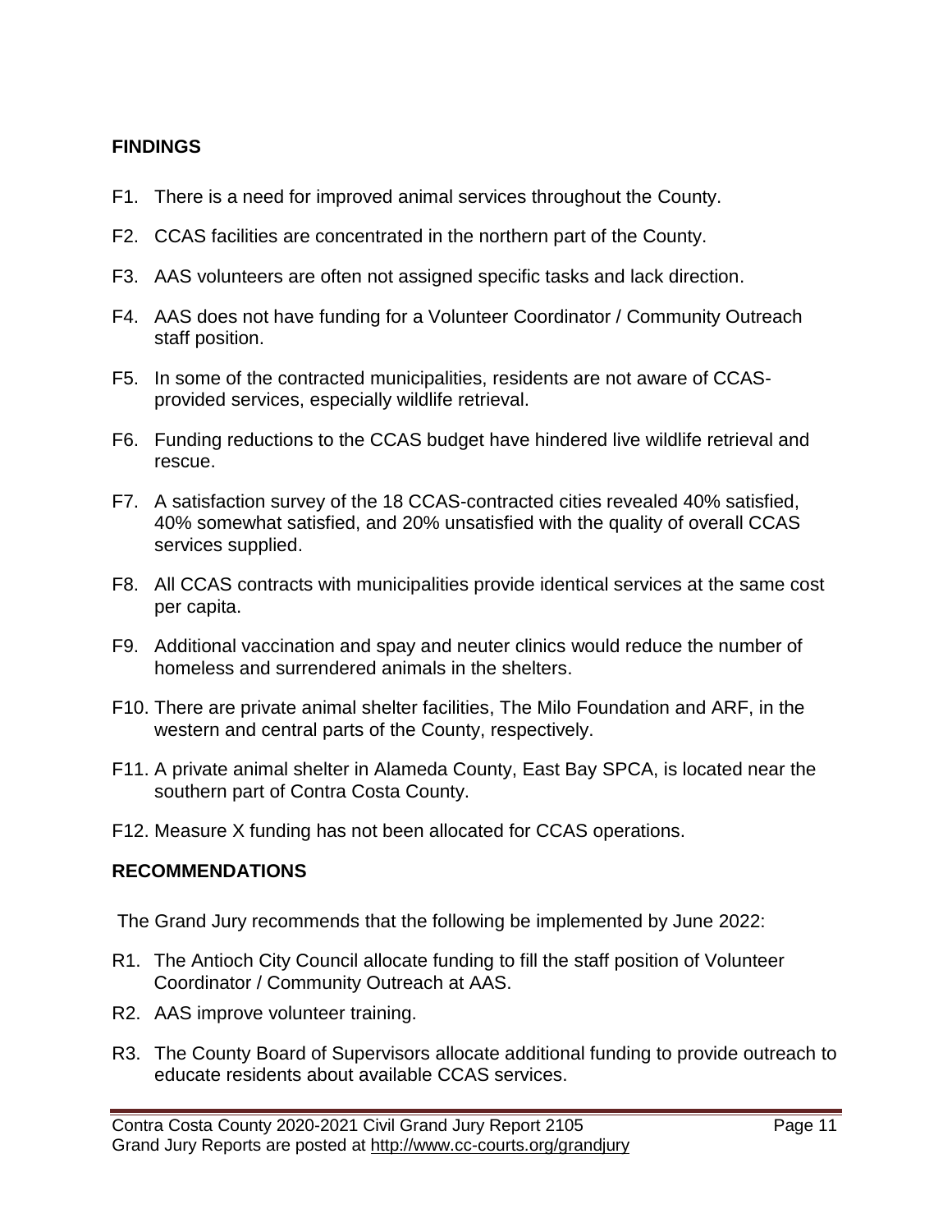## FINDINGS

- F1. There is a need for improved animal services throughout the County.
- F2. CCAS facilities are concentrated in the northern part of the County.
- F3. AAS volunteers are often not assigned specific tasks and lack direction.
- F4. AAS does not have funding for a Volunteer Coordinator / Community Outreach staff position.
- F5. In some of the contracted municipalities, residents are not aware of CCAS-provided services, especially wildlife retrieval.
- F6. Funding reductions to the CCAS budget have hindered live wildlife retrieval and rescue.
- F7. A satisfaction survey of the 18 CCAS-contracted cities revealed 40% satisfied, 40% somewhat satisfied, and 20% unsatisfied with the quality of overall CCAS services supplied.
- F8. All CCAS contracts with municipalities provide identical services at the same cost per capita.
- F9. Additional vaccination and spay and neuter clinics would reduce the number of homeless and surrendered animals in the shelters.
- F10. There are private animal shelter facilities, The Milo Foundation and ARF, in the western and central parts of the County, respectively.
- F11. A private animal shelter in Alameda County, East Bay SPCA, is located near the southern part of Contra Costa County.
- F12. Measure X funding has not been allocated for CCAS operations.

## RECOMMENDATIONS

The Grand Jury recommends that the following be implemented by June 2022:

- R1. The Antioch City Council allocate funding to fill the staff position of Volunteer Coordinator / Community Outreach at AAS.
- R2. AAS improve volunteer training.
- R3. The County Board of Supervisors allocate additional funding to provide outreach to educate residents about available CCAS services.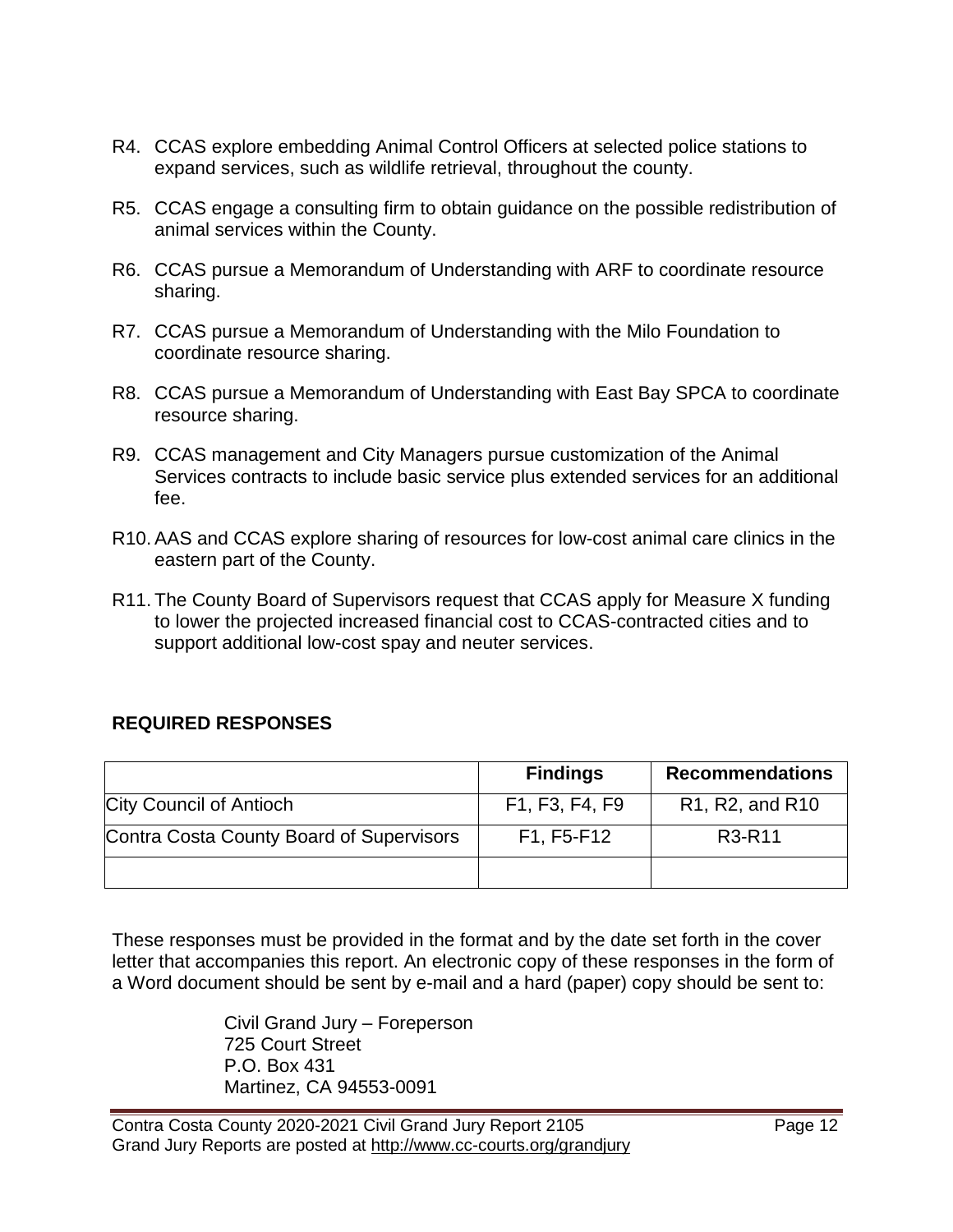R4. CCAS explore embedding Animal Control Officers at selected police stations to expand services, such as wildlife retrieval, throughout the county.

R5. CCAS engage a consulting firm to obtain guidance on the possible redistribution of animal services within the County.

R6. CCAS pursue a Memorandum of Understanding with ARF to coordinate resource sharing.

R7. CCAS pursue a Memorandum of Understanding with the Milo Foundation to coordinate resource sharing.

R8. CCAS pursue a Memorandum of Understanding with East Bay SPCA to coordinate resource sharing.

R9. CCAS management and City Managers pursue customization of the Animal Services contracts to include basic service plus extended services for an additional fee.

R10. AAS and CCAS explore sharing of resources for low-cost animal care clinics in the eastern part of the County.

R11. The County Board of Supervisors request that CCAS apply for Measure X funding to lower the projected increased financial cost to CCAS-contracted cities and to support additional low-cost spay and neuter services.

## REQUIRED RESPONSES

| | Findings | Recommendations |
|---|---|---|
| City Council of Antioch | F1, F3, F4, F9 | R1, R2, and R10 |
| Contra Costa County Board of Supervisors | F1, F5-F12 | R3-R11 |
| | | |

These responses must be provided in the format and by the date set forth in the cover letter that accompanies this report. An electronic copy of these responses in the form of a Word document should be sent by e-mail and a hard (paper) copy should be sent to:

Civil Grand Jury – Foreperson
725 Court Street
P.O. Box 431
Martinez, CA 94553-0091